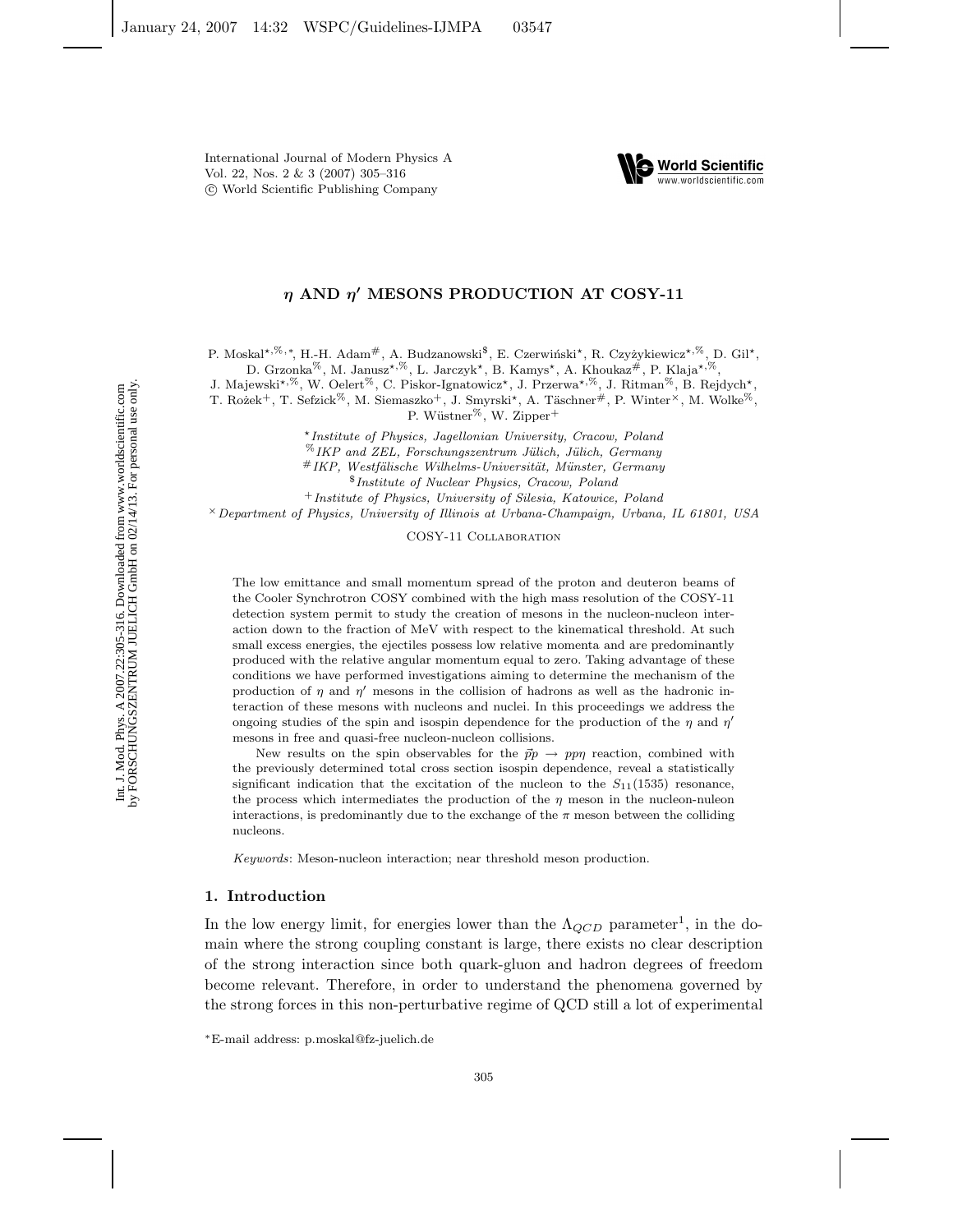International Journal of Modern Physics A
Vol. 22, Nos. 2 & 3 (2007) 305–316
© World Scientific Publishing Company

# $\eta$ AND $\eta'$ MESONS PRODUCTION AT COSY-11

P. Moskal[⋆,%,∗], H.-H. Adam[#], A. Budzanowski[$], E. Czerwiński[⋆], R. Czyżykiewicz[⋆,%], D. Gil[⋆], D. Grzonka[%], M. Janusz[⋆,%], L. Jarczyk[⋆], B. Kamys[⋆], A. Khoukaz[#], P. Klaja[⋆,%], J. Majewski[⋆,%], W. Oelert[%], C. Piskor-Ignatowicz[⋆], J. Przerwa[⋆,%], J. Ritman[%], B. Rejdych[⋆], T. Rożek[+], T. Sefzick[%], M. Siemaszko[+], J. Smyrski[⋆], A. Täschner[#], P. Winter[×], M. Wolke[%], P. Wüstner[%], W. Zipper[+]

[⋆] *Institute of Physics, Jagellonian University, Cracow, Poland*
[%] *IKP and ZEL, Forschungszentrum Jülich, Jülich, Germany*
[#] *IKP, Westfälische Wilhelms-Universität, Münster, Germany*
[$] *Institute of Nuclear Physics, Cracow, Poland*
[+] *Institute of Physics, University of Silesia, Katowice, Poland*
[×] *Department of Physics, University of Illinois at Urbana-Champaign, Urbana, IL 61801, USA*

COSY-11 Collaboration

The low emittance and small momentum spread of the proton and deuteron beams of the Cooler Synchrotron COSY combined with the high mass resolution of the COSY-11 detection system permit to study the creation of mesons in the nucleon-nucleon interaction down to the fraction of MeV with respect to the kinematical threshold. At such small excess energies, the ejectiles possess low relative momenta and are predominantly produced with the relative angular momentum equal to zero. Taking advantage of these conditions we have performed investigations aiming to determine the mechanism of the production of $\eta$ and $\eta'$ mesons in the collision of hadrons as well as the hadronic interaction of these mesons with nucleons and nuclei. In this proceedings we address the ongoing studies of the spin and isospin dependence for the production of the $\eta$ and $\eta'$ mesons in free and quasi-free nucleon-nucleon collisions.

New results on the spin observables for the $\vec{p}p \to pp\eta$ reaction, combined with the previously determined total cross section isospin dependence, reveal a statistically significant indication that the excitation of the nucleon to the $S_{11}(1535)$ resonance, the process which intermediates the production of the $\eta$ meson in the nucleon-nuleon interactions, is predominantly due to the exchange of the $\pi$ meson between the colliding nucleons.

*Keywords*: Meson-nucleon interaction; near threshold meson production.

## 1. Introduction

In the low energy limit, for energies lower than the $\Lambda_{QCD}$ parameter[1], in the domain where the strong coupling constant is large, there exists no clear description of the strong interaction since both quark-gluon and hadron degrees of freedom become relevant. Therefore, in order to understand the phenomena governed by the strong forces in this non-perturbative regime of QCD still a lot of experimental

∗E-mail address: p.moskal@fz-juelich.de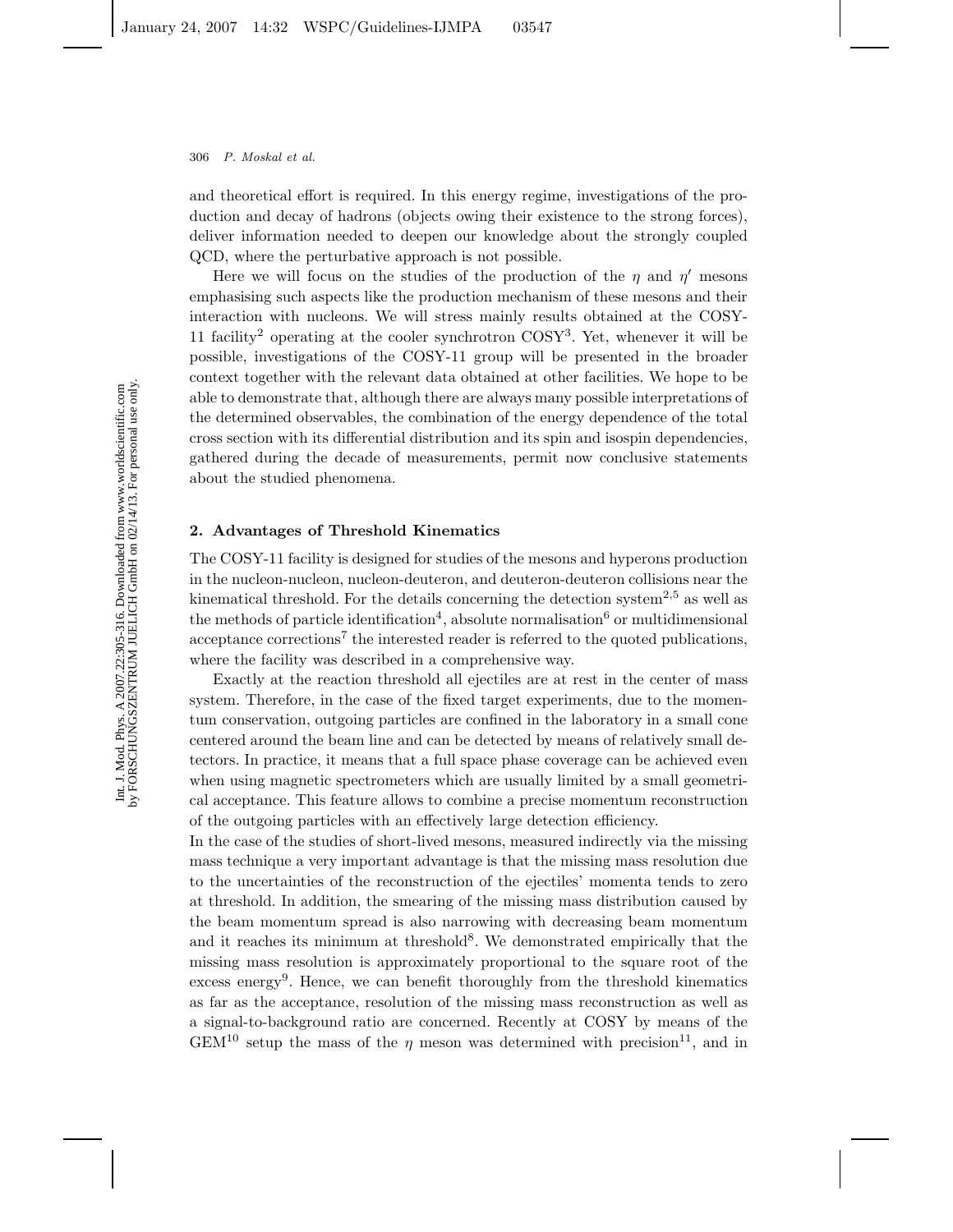and theoretical effort is required. In this energy regime, investigations of the production and decay of hadrons (objects owing their existence to the strong forces), deliver information needed to deepen our knowledge about the strongly coupled QCD, where the perturbative approach is not possible.

Here we will focus on the studies of the production of the $\eta$ and $\eta'$ mesons emphasising such aspects like the production mechanism of these mesons and their interaction with nucleons. We will stress mainly results obtained at the COSY-11 facility[2] operating at the cooler synchrotron COSY[3]. Yet, whenever it will be possible, investigations of the COSY-11 group will be presented in the broader context together with the relevant data obtained at other facilities. We hope to be able to demonstrate that, although there are always many possible interpretations of the determined observables, the combination of the energy dependence of the total cross section with its differential distribution and its spin and isospin dependencies, gathered during the decade of measurements, permit now conclusive statements about the studied phenomena.

## 2. Advantages of Threshold Kinematics

The COSY-11 facility is designed for studies of the mesons and hyperons production in the nucleon-nucleon, nucleon-deuteron, and deuteron-deuteron collisions near the kinematical threshold. For the details concerning the detection system[2,5] as well as the methods of particle identification[4], absolute normalisation[6] or multidimensional acceptance corrections[7] the interested reader is referred to the quoted publications, where the facility was described in a comprehensive way.

Exactly at the reaction threshold all ejectiles are at rest in the center of mass system. Therefore, in the case of the fixed target experiments, due to the momentum conservation, outgoing particles are confined in the laboratory in a small cone centered around the beam line and can be detected by means of relatively small detectors. In practice, it means that a full space phase coverage can be achieved even when using magnetic spectrometers which are usually limited by a small geometrical acceptance. This feature allows to combine a precise momentum reconstruction of the outgoing particles with an effectively large detection efficiency.

In the case of the studies of short-lived mesons, measured indirectly via the missing mass technique a very important advantage is that the missing mass resolution due to the uncertainties of the reconstruction of the ejectiles' momenta tends to zero at threshold. In addition, the smearing of the missing mass distribution caused by the beam momentum spread is also narrowing with decreasing beam momentum and it reaches its minimum at threshold[8]. We demonstrated empirically that the missing mass resolution is approximately proportional to the square root of the excess energy[9]. Hence, we can benefit thoroughly from the threshold kinematics as far as the acceptance, resolution of the missing mass reconstruction as well as a signal-to-background ratio are concerned. Recently at COSY by means of the GEM[10] setup the mass of the $\eta$ meson was determined with precision[11], and in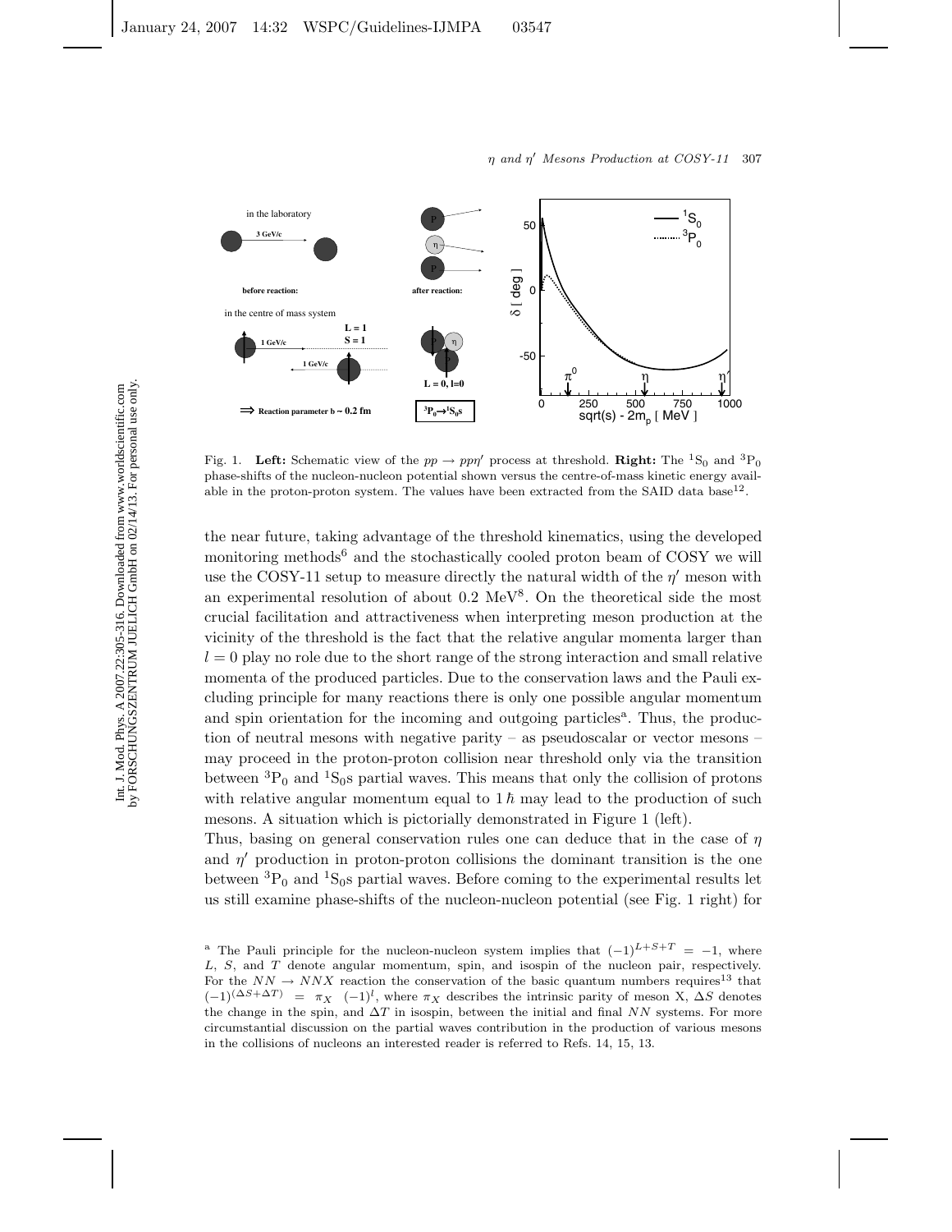Fig. 1. **Left:** Schematic view of the $pp \to pp\eta'$ process at threshold. **Right:** The $^1S_0$ and $^3P_0$ phase-shifts of the nucleon-nucleon potential shown versus the centre-of-mass kinetic energy available in the proton-proton system. The values have been extracted from the SAID data base[12].

the near future, taking advantage of the threshold kinematics, using the developed monitoring methods[6] and the stochastically cooled proton beam of COSY we will use the COSY-11 setup to measure directly the natural width of the $\eta'$ meson with an experimental resolution of about 0.2 MeV[8]. On the theoretical side the most crucial facilitation and attractiveness when interpreting meson production at the vicinity of the threshold is the fact that the relative angular momenta larger than $l = 0$ play no role due to the short range of the strong interaction and small relative momenta of the produced particles. Due to the conservation laws and the Pauli excluding principle for many reactions there is only one possible angular momentum and spin orientation for the incoming and outgoing particles[a]. Thus, the production of neutral mesons with negative parity – as pseudoscalar or vector mesons – may proceed in the proton-proton collision near threshold only via the transition between $^3P_0$ and $^1S_0s$ partial waves. This means that only the collision of protons with relative angular momentum equal to $1\,\hbar$ may lead to the production of such mesons. A situation which is pictorially demonstrated in Figure 1 (left).

Thus, basing on general conservation rules one can deduce that in the case of $\eta$ and $\eta'$ production in proton-proton collisions the dominant transition is the one between $^3P_0$ and $^1S_0s$ partial waves. Before coming to the experimental results let us still examine phase-shifts of the nucleon-nucleon potential (see Fig. 1 right) for

[a] The Pauli principle for the nucleon-nucleon system implies that $(-1)^{L+S+T} = -1$, where $L$, $S$, and $T$ denote angular momentum, spin, and isospin of the nucleon pair, respectively. For the $NN \to NNX$ reaction the conservation of the basic quantum numbers requires[13] that $(-1)^{(\Delta S + \Delta T)} = \pi_X \ (-1)^l$, where $\pi_X$ describes the intrinsic parity of meson X, $\Delta S$ denotes the change in the spin, and $\Delta T$ in isospin, between the initial and final $NN$ systems. For more circumstantial discussion on the partial waves contribution in the production of various mesons in the collisions of nucleons an interested reader is referred to Refs. 14, 15, 13.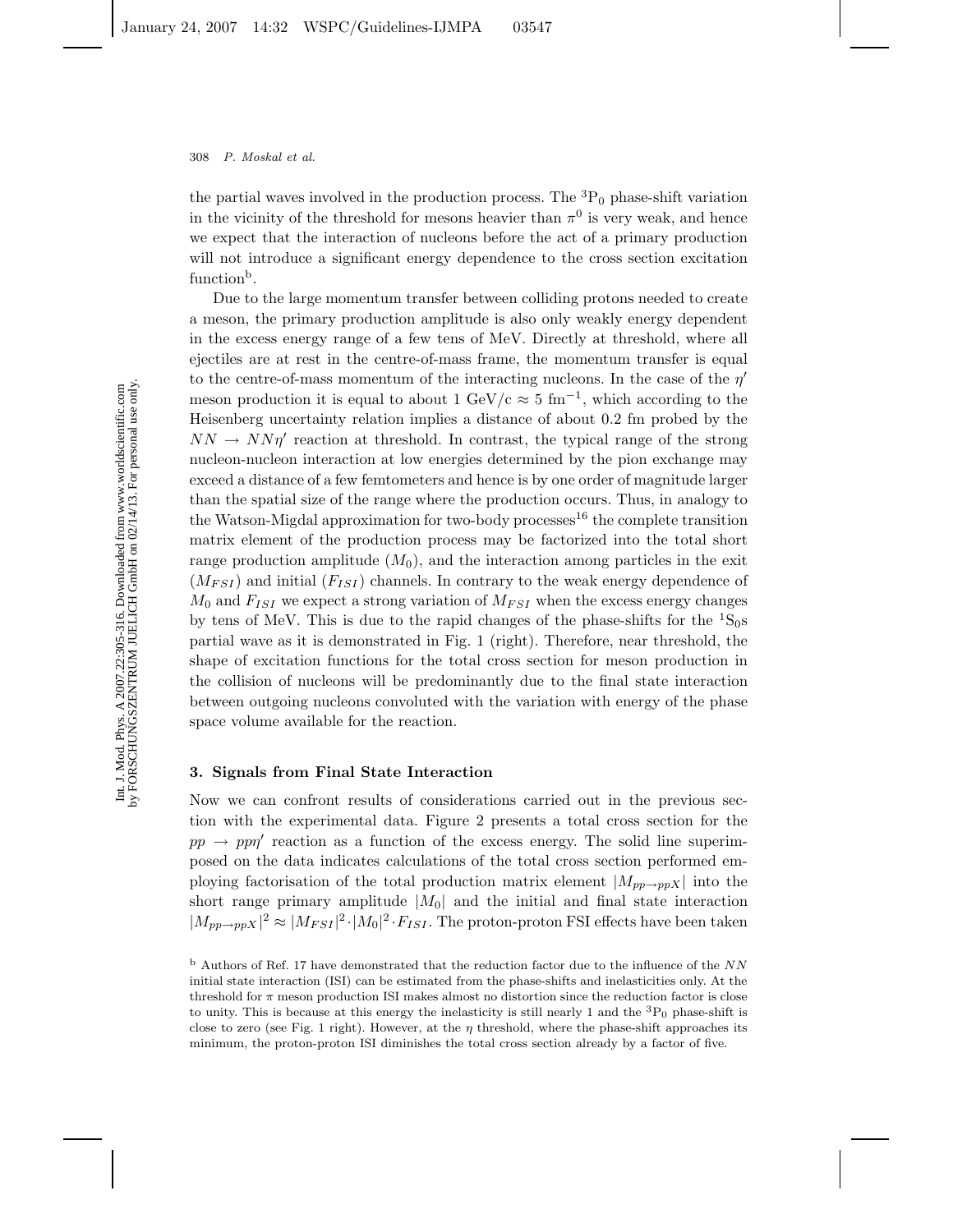the partial waves involved in the production process. The $^3P_0$ phase-shift variation in the vicinity of the threshold for mesons heavier than $\pi^0$ is very weak, and hence we expect that the interaction of nucleons before the act of a primary production will not introduce a significant energy dependence to the cross section excitation function[b].

Due to the large momentum transfer between colliding protons needed to create a meson, the primary production amplitude is also only weakly energy dependent in the excess energy range of a few tens of MeV. Directly at threshold, where all ejectiles are at rest in the centre-of-mass frame, the momentum transfer is equal to the centre-of-mass momentum of the interacting nucleons. In the case of the $\eta'$ meson production it is equal to about 1 GeV/c $\approx$ 5 fm$^{-1}$, which according to the Heisenberg uncertainty relation implies a distance of about 0.2 fm probed by the $NN \to NN\eta'$ reaction at threshold. In contrast, the typical range of the strong nucleon-nucleon interaction at low energies determined by the pion exchange may exceed a distance of a few femtometers and hence is by one order of magnitude larger than the spatial size of the range where the production occurs. Thus, in analogy to the Watson-Migdal approximation for two-body processes[16] the complete transition matrix element of the production process may be factorized into the total short range production amplitude ($M_0$), and the interaction among particles in the exit ($M_{FSI}$) and initial ($F_{ISI}$) channels. In contrary to the weak energy dependence of $M_0$ and $F_{ISI}$ we expect a strong variation of $M_{FSI}$ when the excess energy changes by tens of MeV. This is due to the rapid changes of the phase-shifts for the $^1S_0$s partial wave as it is demonstrated in Fig. 1 (right). Therefore, near threshold, the shape of excitation functions for the total cross section for meson production in the collision of nucleons will be predominantly due to the final state interaction between outgoing nucleons convoluted with the variation with energy of the phase space volume available for the reaction.

### 3. Signals from Final State Interaction

Now we can confront results of considerations carried out in the previous section with the experimental data. Figure 2 presents a total cross section for the $pp \to pp\eta'$ reaction as a function of the excess energy. The solid line superimposed on the data indicates calculations of the total cross section performed employing factorisation of the total production matrix element $|M_{pp\to ppX}|$ into the short range primary amplitude $|M_0|$ and the initial and final state interaction $|M_{pp\to ppX}|^2 \approx |M_{FSI}|^2 \cdot |M_0|^2 \cdot F_{ISI}$. The proton-proton FSI effects have been taken

[b] Authors of Ref. 17 have demonstrated that the reduction factor due to the influence of the $NN$ initial state interaction (ISI) can be estimated from the phase-shifts and inelasticities only. At the threshold for $\pi$ meson production ISI makes almost no distortion since the reduction factor is close to unity. This is because at this energy the inelasticity is still nearly 1 and the $^3P_0$ phase-shift is close to zero (see Fig. 1 right). However, at the $\eta$ threshold, where the phase-shift approaches its minimum, the proton-proton ISI diminishes the total cross section already by a factor of five.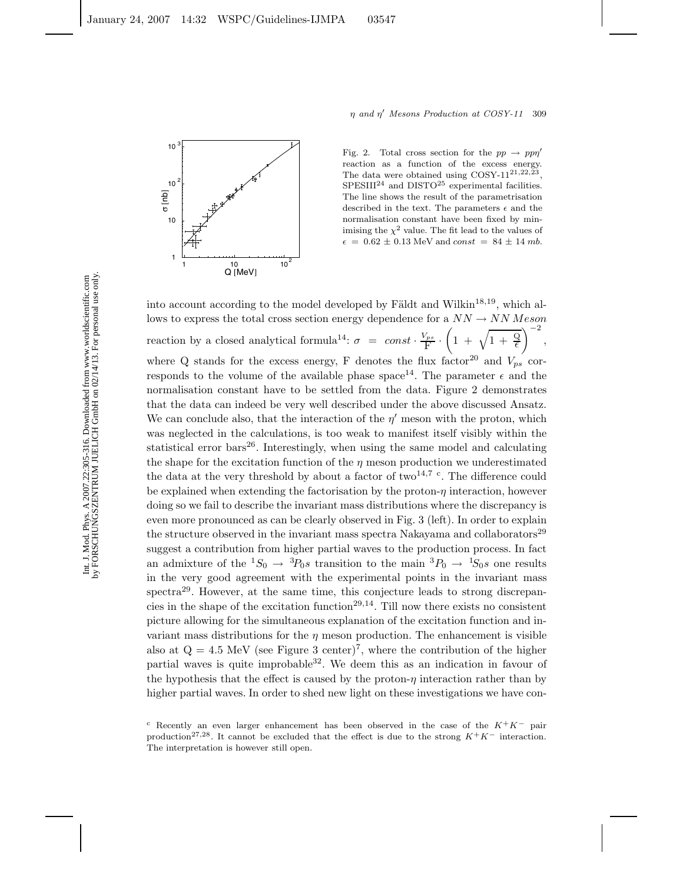Fig. 2. Total cross section for the $pp \to pp\eta'$ reaction as a function of the excess energy. The data were obtained using COSY-11[21,22,23], SPESIII[24] and DISTO[25] experimental facilities. The line shows the result of the parametrisation described in the text. The parameters $\epsilon$ and the normalisation constant have been fixed by minimising the $\chi^2$ value. The fit lead to the values of $\epsilon = 0.62 \pm 0.13$ MeV and $const = 84 \pm 14$ $mb$.

into account according to the model developed by Fäldt and Wilkin[18,19], which allows to express the total cross section energy dependence for a $NN \to NN\,Meson$ reaction by a closed analytical formula[14]: $\sigma = const \cdot \frac{V_{ps}}{\mathrm{F}} \cdot \left(1 + \sqrt{1 + \frac{\mathrm{Q}}{\epsilon}}\right)^{-2}$, where Q stands for the excess energy, F denotes the flux factor[20] and $V_{ps}$ corresponds to the volume of the available phase space[14]. The parameter $\epsilon$ and the normalisation constant have to be settled from the data. Figure 2 demonstrates that the data can indeed be very well described under the above discussed Ansatz. We can conclude also, that the interaction of the $\eta'$ meson with the proton, which was neglected in the calculations, is too weak to manifest itself visibly within the statistical error bars[26]. Interestingly, when using the same model and calculating the shape for the excitation function of the $\eta$ meson production we underestimated the data at the very threshold by about a factor of two[14,7] [c]. The difference could be explained when extending the factorisation by the proton-$\eta$ interaction, however doing so we fail to describe the invariant mass distributions where the discrepancy is even more pronounced as can be clearly observed in Fig. 3 (left). In order to explain the structure observed in the invariant mass spectra Nakayama and collaborators[29] suggest a contribution from higher partial waves to the production process. In fact an admixture of the ${}^1S_0 \to {}^3P_0s$ transition to the main ${}^3P_0 \to {}^1S_0s$ one results in the very good agreement with the experimental points in the invariant mass spectra[29]. However, at the same time, this conjecture leads to strong discrepancies in the shape of the excitation function[29,14]. Till now there exists no consistent picture allowing for the simultaneous explanation of the excitation function and invariant mass distributions for the $\eta$ meson production. The enhancement is visible also at Q = 4.5 MeV (see Figure 3 center)[7], where the contribution of the higher partial waves is quite improbable[32]. We deem this as an indication in favour of the hypothesis that the effect is caused by the proton-$\eta$ interaction rather than by higher partial waves. In order to shed new light on these investigations we have con-

[c] Recently an even larger enhancement has been observed in the case of the $K^+K^-$ pair production[27,28]. It cannot be excluded that the effect is due to the strong $K^+K^-$ interaction. The interpretation is however still open.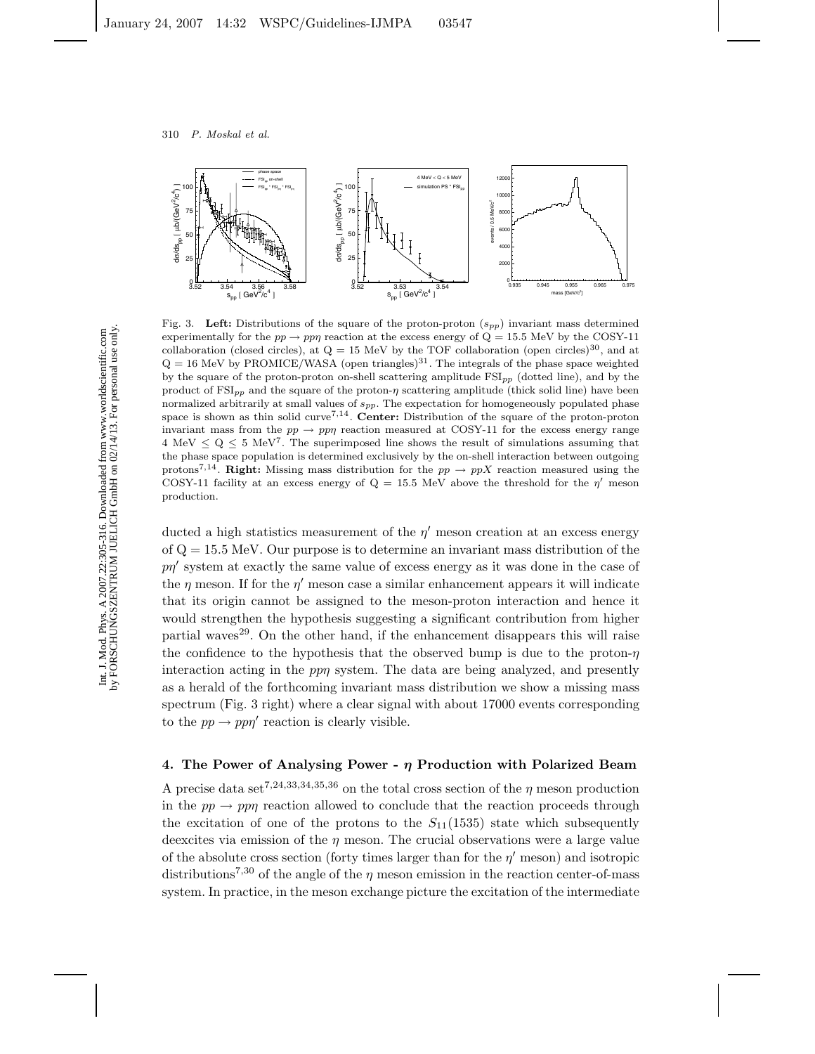Fig. 3. **Left:** Distributions of the square of the proton-proton ($s_{pp}$) invariant mass determined experimentally for the $pp \to pp\eta$ reaction at the excess energy of Q = 15.5 MeV by the COSY-11 collaboration (closed circles), at Q = 15 MeV by the TOF collaboration (open circles)[30], and at Q = 16 MeV by PROMICE/WASA (open triangles)[31]. The integrals of the phase space weighted by the square of the proton-proton on-shell scattering amplitude $\mathrm{FSI}_{pp}$ (dotted line), and by the product of $\mathrm{FSI}_{pp}$ and the square of the proton-$\eta$ scattering amplitude (thick solid line) have been normalized arbitrarily at small values of $s_{pp}$. The expectation for homogeneously populated phase space is shown as thin solid curve[7,14]. **Center:** Distribution of the square of the proton-proton invariant mass from the $pp \to pp\eta$ reaction measured at COSY-11 for the excess energy range 4 MeV $\leq$ Q $\leq$ 5 MeV[7]. The superimposed line shows the result of simulations assuming that the phase space population is determined exclusively by the on-shell interaction between outgoing protons[7,14]. **Right:** Missing mass distribution for the $pp \to ppX$ reaction measured using the COSY-11 facility at an excess energy of Q = 15.5 MeV above the threshold for the $\eta'$ meson production.

ducted a high statistics measurement of the $\eta'$ meson creation at an excess energy of Q = 15.5 MeV. Our purpose is to determine an invariant mass distribution of the $p\eta'$ system at exactly the same value of excess energy as it was done in the case of the $\eta$ meson. If for the $\eta'$ meson case a similar enhancement appears it will indicate that its origin cannot be assigned to the meson-proton interaction and hence it would strengthen the hypothesis suggesting a significant contribution from higher partial waves[29]. On the other hand, if the enhancement disappears this will raise the confidence to the hypothesis that the observed bump is due to the proton-$\eta$ interaction acting in the $pp\eta$ system. The data are being analyzed, and presently as a herald of the forthcoming invariant mass distribution we show a missing mass spectrum (Fig. 3 right) where a clear signal with about 17000 events corresponding to the $pp \to pp\eta'$ reaction is clearly visible.

## 4. The Power of Analysing Power - $\eta$ Production with Polarized Beam

A precise data set[7,24,33,34,35,36] on the total cross section of the $\eta$ meson production in the $pp \to pp\eta$ reaction allowed to conclude that the reaction proceeds through the excitation of one of the protons to the $S_{11}(1535)$ state which subsequently deexcites via emission of the $\eta$ meson. The crucial observations were a large value of the absolute cross section (forty times larger than for the $\eta'$ meson) and isotropic distributions[7,30] of the angle of the $\eta$ meson emission in the reaction center-of-mass system. In practice, in the meson exchange picture the excitation of the intermediate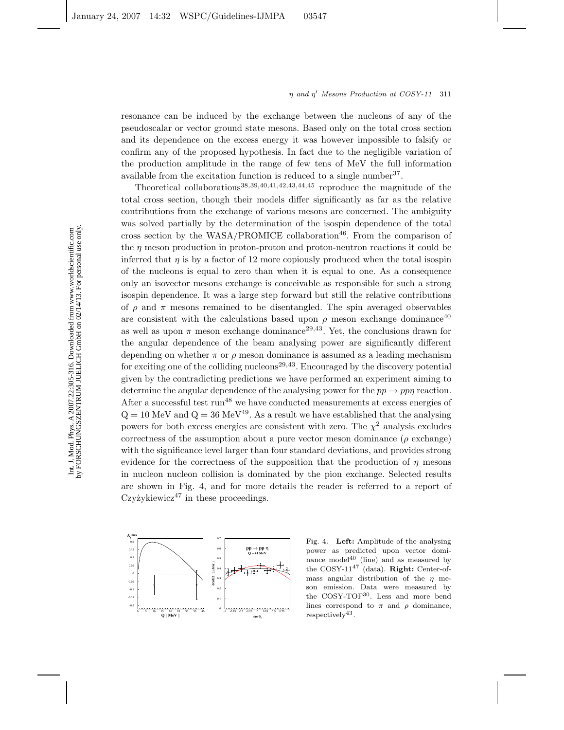resonance can be induced by the exchange between the nucleons of any of the pseudoscalar or vector ground state mesons. Based only on the total cross section and its dependence on the excess energy it was however impossible to falsify or confirm any of the proposed hypothesis. In fact due to the negligible variation of the production amplitude in the range of few tens of MeV the full information available from the excitation function is reduced to a single number[37].

Theoretical collaborations[38,39,40,41,42,43,44,45] reproduce the magnitude of the total cross section, though their models differ significantly as far as the relative contributions from the exchange of various mesons are concerned. The ambiguity was solved partially by the determination of the isospin dependence of the total cross section by the WASA/PROMICE collaboration[46]. From the comparison of the $\eta$ meson production in proton-proton and proton-neutron reactions it could be inferred that $\eta$ is by a factor of 12 more copiously produced when the total isospin of the nucleons is equal to zero than when it is equal to one. As a consequence only an isovector mesons exchange is conceivable as responsible for such a strong isospin dependence. It was a large step forward but still the relative contributions of $\rho$ and $\pi$ mesons remained to be disentangled. The spin averaged observables are consistent with the calculations based upon $\rho$ meson exchange dominance[40] as well as upon $\pi$ meson exchange dominance[29,43]. Yet, the conclusions drawn for the angular dependence of the beam analysing power are significantly different depending on whether $\pi$ or $\rho$ meson dominance is assumed as a leading mechanism for exciting one of the colliding nucleons[29,43]. Encouraged by the discovery potential given by the contradicting predictions we have performed an experiment aiming to determine the angular dependence of the analysing power for the $pp \to pp\eta$ reaction. After a successful test run[48] we have conducted measurements at excess energies of Q = 10 MeV and Q = 36 MeV[49]. As a result we have established that the analysing powers for both excess energies are consistent with zero. The $\chi^2$ analysis excludes correctness of the assumption about a pure vector meson dominance ($\rho$ exchange) with the significance level larger than four standard deviations, and provides strong evidence for the correctness of the supposition that the production of $\eta$ mesons in nucleon nucleon collision is dominated by the pion exchange. Selected results are shown in Fig. 4, and for more details the reader is referred to a report of Czyżykiewicz[47] in these proceedings.

Fig. 4. **Left:** Amplitude of the analysing power as predicted upon vector dominance model[40] (line) and as measured by the COSY-11[47] (data). **Right:** Center-of-mass angular distribution of the $\eta$ meson emission. Data were measured by the COSY-TOF[30]. Less and more bend lines correspond to $\pi$ and $\rho$ dominance, respectively[43].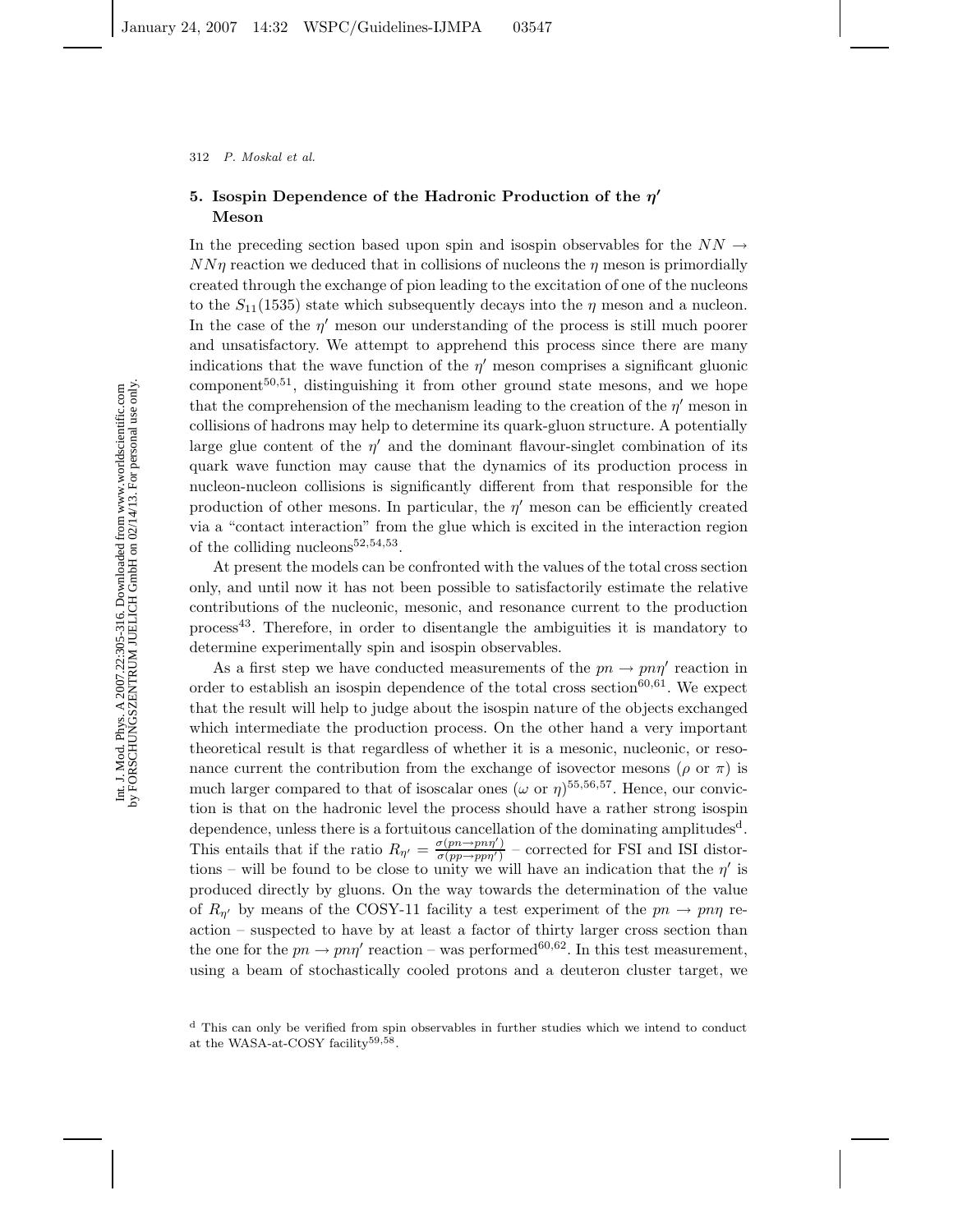## 5. Isospin Dependence of the Hadronic Production of the $\eta'$ Meson

In the preceding section based upon spin and isospin observables for the $NN \rightarrow NN\eta$ reaction we deduced that in collisions of nucleons the $\eta$ meson is primordially created through the exchange of pion leading to the excitation of one of the nucleons to the $S_{11}(1535)$ state which subsequently decays into the $\eta$ meson and a nucleon. In the case of the $\eta'$ meson our understanding of the process is still much poorer and unsatisfactory. We attempt to apprehend this process since there are many indications that the wave function of the $\eta'$ meson comprises a significant gluonic component[50,51], distinguishing it from other ground state mesons, and we hope that the comprehension of the mechanism leading to the creation of the $\eta'$ meson in collisions of hadrons may help to determine its quark-gluon structure. A potentially large glue content of the $\eta'$ and the dominant flavour-singlet combination of its quark wave function may cause that the dynamics of its production process in nucleon-nucleon collisions is significantly different from that responsible for the production of other mesons. In particular, the $\eta'$ meson can be efficiently created via a "contact interaction" from the glue which is excited in the interaction region of the colliding nucleons[52,54,53].

At present the models can be confronted with the values of the total cross section only, and until now it has not been possible to satisfactorily estimate the relative contributions of the nucleonic, mesonic, and resonance current to the production process[43]. Therefore, in order to disentangle the ambiguities it is mandatory to determine experimentally spin and isospin observables.

As a first step we have conducted measurements of the $pn \rightarrow pn\eta'$ reaction in order to establish an isospin dependence of the total cross section[60,61]. We expect that the result will help to judge about the isospin nature of the objects exchanged which intermediate the production process. On the other hand a very important theoretical result is that regardless of whether it is a mesonic, nucleonic, or resonance current the contribution from the exchange of isovector mesons ($\rho$ or $\pi$) is much larger compared to that of isoscalar ones ($\omega$ or $\eta$)[55,56,57]. Hence, our conviction is that on the hadronic level the process should have a rather strong isospin dependence, unless there is a fortuitous cancellation of the dominating amplitudes[d]. This entails that if the ratio $R_{\eta'} = \frac{\sigma(pn \rightarrow pn\eta')}{\sigma(pp \rightarrow pp\eta')}$ – corrected for FSI and ISI distortions – will be found to be close to unity we will have an indication that the $\eta'$ is produced directly by gluons. On the way towards the determination of the value of $R_{\eta'}$ by means of the COSY-11 facility a test experiment of the $pn \rightarrow pn\eta$ reaction – suspected to have by at least a factor of thirty larger cross section than the one for the $pn \rightarrow pn\eta'$ reaction – was performed[60,62]. In this test measurement, using a beam of stochastically cooled protons and a deuteron cluster target, we

[d] This can only be verified from spin observables in further studies which we intend to conduct at the WASA-at-COSY facility[59,58].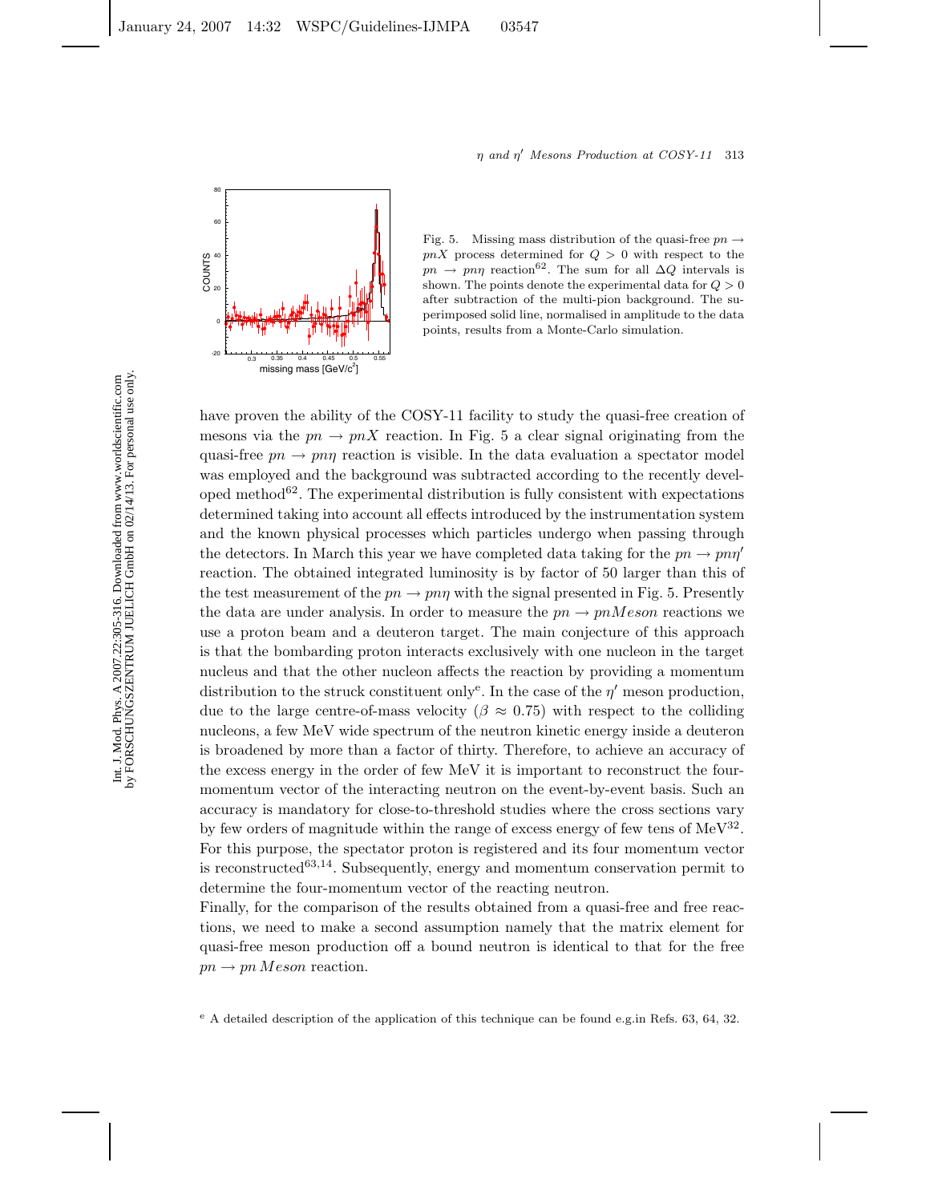Fig. 5. Missing mass distribution of the quasi-free $pn \to pnX$ process determined for $Q > 0$ with respect to the $pn \to pn\eta$ reaction[62]. The sum for all $\Delta Q$ intervals is shown. The points denote the experimental data for $Q > 0$ after subtraction of the multi-pion background. The superimposed solid line, normalised in amplitude to the data points, results from a Monte-Carlo simulation.

have proven the ability of the COSY-11 facility to study the quasi-free creation of mesons via the $pn \to pnX$ reaction. In Fig. 5 a clear signal originating from the quasi-free $pn \to pn\eta$ reaction is visible. In the data evaluation a spectator model was employed and the background was subtracted according to the recently developed method[62]. The experimental distribution is fully consistent with expectations determined taking into account all effects introduced by the instrumentation system and the known physical processes which particles undergo when passing through the detectors. In March this year we have completed data taking for the $pn \to pn\eta'$ reaction. The obtained integrated luminosity is by factor of 50 larger than this of the test measurement of the $pn \to pn\eta$ with the signal presented in Fig. 5. Presently the data are under analysis. In order to measure the $pn \to pnMeson$ reactions we use a proton beam and a deuteron target. The main conjecture of this approach is that the bombarding proton interacts exclusively with one nucleon in the target nucleus and that the other nucleon affects the reaction by providing a momentum distribution to the struck constituent only[e]. In the case of the $\eta'$ meson production, due to the large centre-of-mass velocity ($\beta \approx 0.75$) with respect to the colliding nucleons, a few MeV wide spectrum of the neutron kinetic energy inside a deuteron is broadened by more than a factor of thirty. Therefore, to achieve an accuracy of the excess energy in the order of few MeV it is important to reconstruct the four-momentum vector of the interacting neutron on the event-by-event basis. Such an accuracy is mandatory for close-to-threshold studies where the cross sections vary by few orders of magnitude within the range of excess energy of few tens of MeV[32]. For this purpose, the spectator proton is registered and its four momentum vector is reconstructed[63,14]. Subsequently, energy and momentum conservation permit to determine the four-momentum vector of the reacting neutron.

Finally, for the comparison of the results obtained from a quasi-free and free reactions, we need to make a second assumption namely that the matrix element for quasi-free meson production off a bound neutron is identical to that for the free $pn \to pn\,Meson$ reaction.

[e] A detailed description of the application of this technique can be found e.g.in Refs. 63, 64, 32.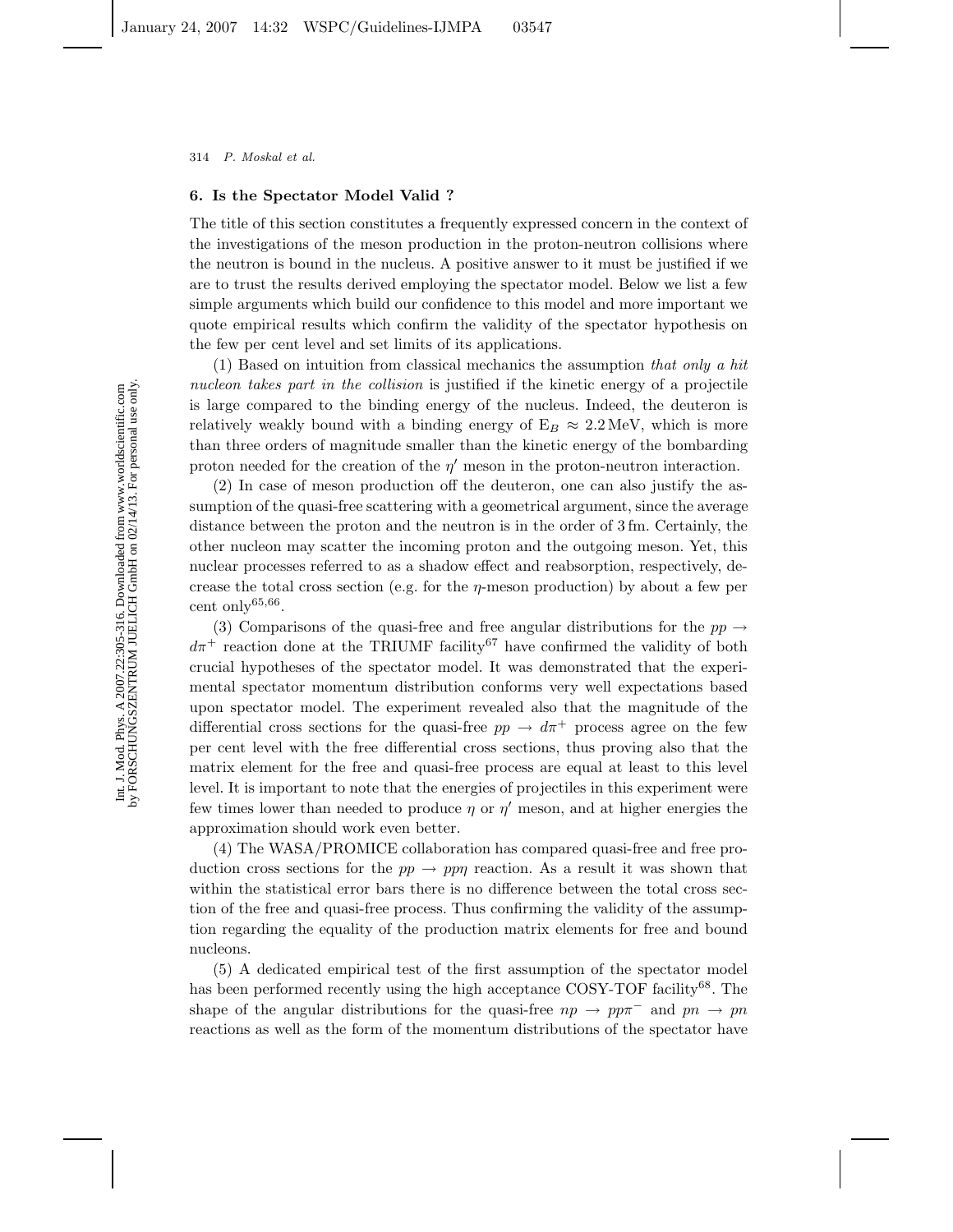## 6. Is the Spectator Model Valid ?

The title of this section constitutes a frequently expressed concern in the context of the investigations of the meson production in the proton-neutron collisions where the neutron is bound in the nucleus. A positive answer to it must be justified if we are to trust the results derived employing the spectator model. Below we list a few simple arguments which build our confidence to this model and more important we quote empirical results which confirm the validity of the spectator hypothesis on the few per cent level and set limits of its applications.

(1) Based on intuition from classical mechanics the assumption *that only a hit nucleon takes part in the collision* is justified if the kinetic energy of a projectile is large compared to the binding energy of the nucleus. Indeed, the deuteron is relatively weakly bound with a binding energy of $E_B \approx 2.2\,\mathrm{MeV}$, which is more than three orders of magnitude smaller than the kinetic energy of the bombarding proton needed for the creation of the $\eta'$ meson in the proton-neutron interaction.

(2) In case of meson production off the deuteron, one can also justify the assumption of the quasi-free scattering with a geometrical argument, since the average distance between the proton and the neutron is in the order of 3 fm. Certainly, the other nucleon may scatter the incoming proton and the outgoing meson. Yet, this nuclear processes referred to as a shadow effect and reabsorption, respectively, decrease the total cross section (e.g. for the $\eta$-meson production) by about a few per cent only[65,66].

(3) Comparisons of the quasi-free and free angular distributions for the $pp \to d\pi^+$ reaction done at the TRIUMF facility[67] have confirmed the validity of both crucial hypotheses of the spectator model. It was demonstrated that the experimental spectator momentum distribution conforms very well expectations based upon spectator model. The experiment revealed also that the magnitude of the differential cross sections for the quasi-free $pp \to d\pi^+$ process agree on the few per cent level with the free differential cross sections, thus proving also that the matrix element for the free and quasi-free process are equal at least to this level level. It is important to note that the energies of projectiles in this experiment were few times lower than needed to produce $\eta$ or $\eta'$ meson, and at higher energies the approximation should work even better.

(4) The WASA/PROMICE collaboration has compared quasi-free and free production cross sections for the $pp \to pp\eta$ reaction. As a result it was shown that within the statistical error bars there is no difference between the total cross section of the free and quasi-free process. Thus confirming the validity of the assumption regarding the equality of the production matrix elements for free and bound nucleons.

(5) A dedicated empirical test of the first assumption of the spectator model has been performed recently using the high acceptance COSY-TOF facility[68]. The shape of the angular distributions for the quasi-free $np \to pp\pi^-$ and $pn \to pn$ reactions as well as the form of the momentum distributions of the spectator have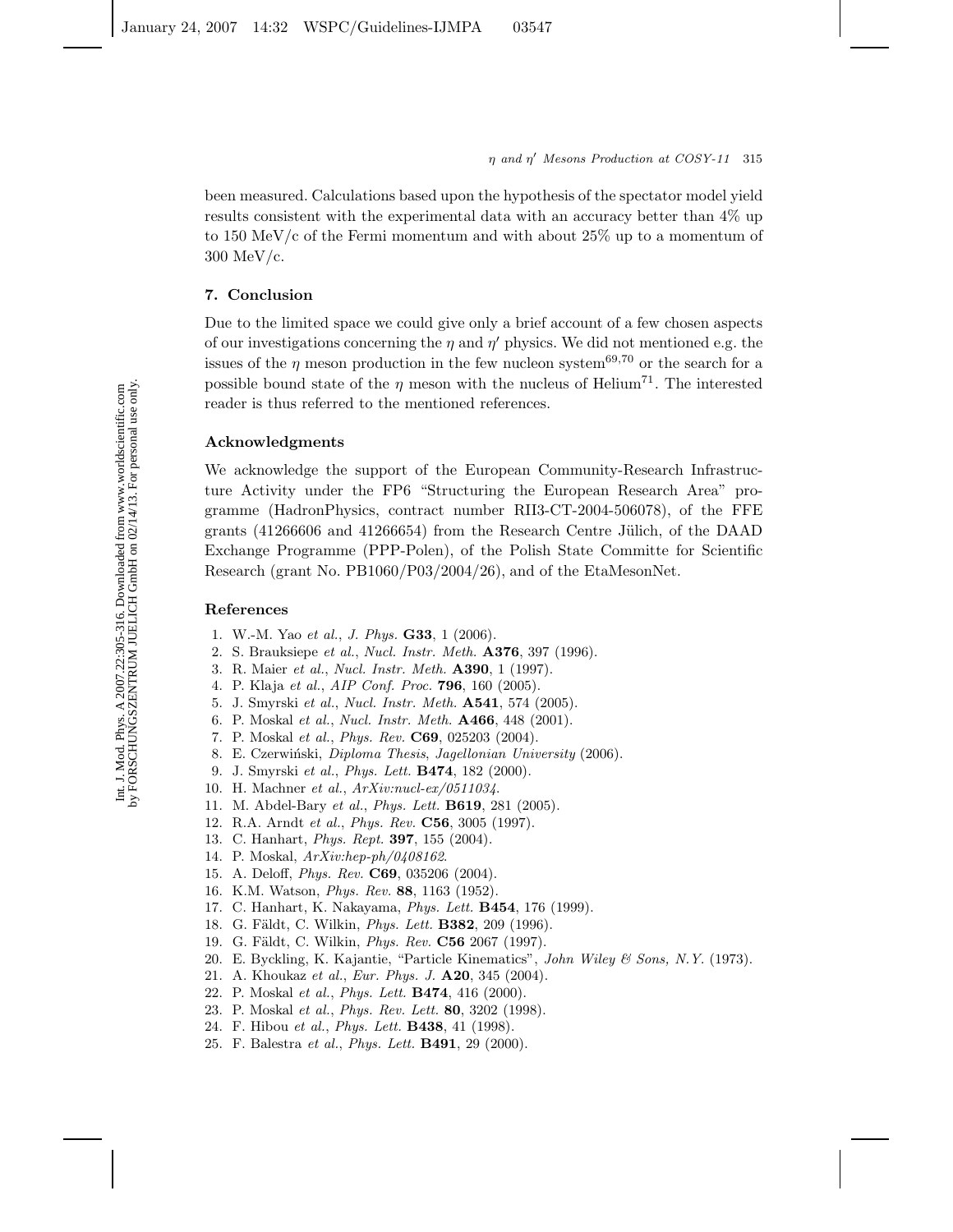been measured. Calculations based upon the hypothesis of the spectator model yield results consistent with the experimental data with an accuracy better than 4% up to 150 MeV/c of the Fermi momentum and with about 25% up to a momentum of 300 MeV/c.

## 7. Conclusion

Due to the limited space we could give only a brief account of a few chosen aspects of our investigations concerning the $\eta$ and $\eta'$ physics. We did not mentioned e.g. the issues of the $\eta$ meson production in the few nucleon system[69,70] or the search for a possible bound state of the $\eta$ meson with the nucleus of Helium[71]. The interested reader is thus referred to the mentioned references.

## Acknowledgments

We acknowledge the support of the European Community-Research Infrastructure Activity under the FP6 "Structuring the European Research Area" programme (HadronPhysics, contract number RII3-CT-2004-506078), of the FFE grants (41266606 and 41266654) from the Research Centre Jülich, of the DAAD Exchange Programme (PPP-Polen), of the Polish State Committe for Scientific Research (grant No. PB1060/P03/2004/26), and of the EtaMesonNet.

## References

1. W.-M. Yao *et al.*, *J. Phys.* **G33**, 1 (2006).
2. S. Brauksiepe *et al.*, *Nucl. Instr. Meth.* **A376**, 397 (1996).
3. R. Maier *et al.*, *Nucl. Instr. Meth.* **A390**, 1 (1997).
4. P. Klaja *et al.*, *AIP Conf. Proc.* **796**, 160 (2005).
5. J. Smyrski *et al.*, *Nucl. Instr. Meth.* **A541**, 574 (2005).
6. P. Moskal *et al.*, *Nucl. Instr. Meth.* **A466**, 448 (2001).
7. P. Moskal *et al.*, *Phys. Rev.* **C69**, 025203 (2004).
8. E. Czerwiński, *Diploma Thesis, Jagellonian University* (2006).
9. J. Smyrski *et al.*, *Phys. Lett.* **B474**, 182 (2000).
10. H. Machner *et al.*, *ArXiv:nucl-ex/0511034*.
11. M. Abdel-Bary *et al.*, *Phys. Lett.* **B619**, 281 (2005).
12. R.A. Arndt *et al.*, *Phys. Rev.* **C56**, 3005 (1997).
13. C. Hanhart, *Phys. Rept.* **397**, 155 (2004).
14. P. Moskal, *ArXiv:hep-ph/0408162*.
15. A. Deloff, *Phys. Rev.* **C69**, 035206 (2004).
16. K.M. Watson, *Phys. Rev.* **88**, 1163 (1952).
17. C. Hanhart, K. Nakayama, *Phys. Lett.* **B454**, 176 (1999).
18. G. Fäldt, C. Wilkin, *Phys. Lett.* **B382**, 209 (1996).
19. G. Fäldt, C. Wilkin, *Phys. Rev.* **C56** 2067 (1997).
20. E. Byckling, K. Kajantie, "Particle Kinematics", *John Wiley & Sons, N.Y.* (1973).
21. A. Khoukaz *et al.*, *Eur. Phys. J.* **A20**, 345 (2004).
22. P. Moskal *et al.*, *Phys. Lett.* **B474**, 416 (2000).
23. P. Moskal *et al.*, *Phys. Rev. Lett.* **80**, 3202 (1998).
24. F. Hibou *et al.*, *Phys. Lett.* **B438**, 41 (1998).
25. F. Balestra *et al.*, *Phys. Lett.* **B491**, 29 (2000).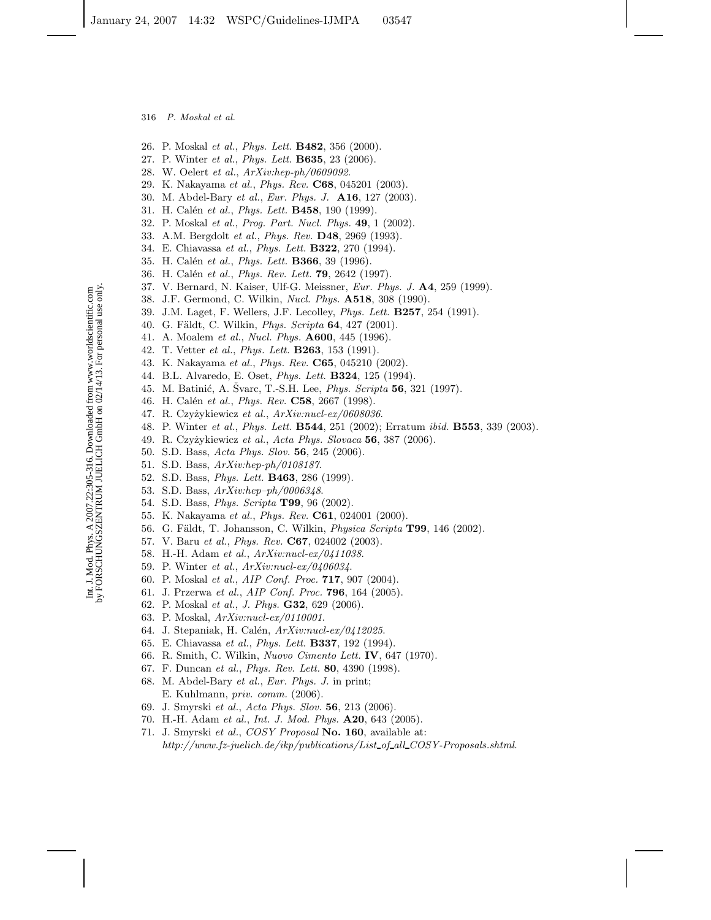26. P. Moskal *et al.*, *Phys. Lett.* **B482**, 356 (2000).
27. P. Winter *et al.*, *Phys. Lett.* **B635**, 23 (2006).
28. W. Oelert *et al.*, *ArXiv:hep-ph/0609092*.
29. K. Nakayama *et al.*, *Phys. Rev.* **C68**, 045201 (2003).
30. M. Abdel-Bary *et al.*, *Eur. Phys. J.* **A16**, 127 (2003).
31. H. Calén *et al.*, *Phys. Lett.* **B458**, 190 (1999).
32. P. Moskal *et al.*, *Prog. Part. Nucl. Phys.* **49**, 1 (2002).
33. A.M. Bergdolt *et al.*, *Phys. Rev.* **D48**, 2969 (1993).
34. E. Chiavassa *et al.*, *Phys. Lett.* **B322**, 270 (1994).
35. H. Calén *et al.*, *Phys. Lett.* **B366**, 39 (1996).
36. H. Calén *et al.*, *Phys. Rev. Lett.* **79**, 2642 (1997).
37. V. Bernard, N. Kaiser, Ulf-G. Meissner, *Eur. Phys. J.* **A4**, 259 (1999).
38. J.F. Germond, C. Wilkin, *Nucl. Phys.* **A518**, 308 (1990).
39. J.M. Laget, F. Wellers, J.F. Lecolley, *Phys. Lett.* **B257**, 254 (1991).
40. G. Fäldt, C. Wilkin, *Phys. Scripta* **64**, 427 (2001).
41. A. Moalem *et al.*, *Nucl. Phys.* **A600**, 445 (1996).
42. T. Vetter *et al.*, *Phys. Lett.* **B263**, 153 (1991).
43. K. Nakayama *et al.*, *Phys. Rev.* **C65**, 045210 (2002).
44. B.L. Alvaredo, E. Oset, *Phys. Lett.* **B324**, 125 (1994).
45. M. Batinić, A. Švarc, T.-S.H. Lee, *Phys. Scripta* **56**, 321 (1997).
46. H. Calén *et al.*, *Phys. Rev.* **C58**, 2667 (1998).
47. R. Czyżykiewicz *et al.*, *ArXiv:nucl-ex/0608036*.
48. P. Winter *et al.*, *Phys. Lett.* **B544**, 251 (2002); Erratum *ibid.* **B553**, 339 (2003).
49. R. Czyżykiewicz *et al.*, *Acta Phys. Slovaca* **56**, 387 (2006).
50. S.D. Bass, *Acta Phys. Slov.* **56**, 245 (2006).
51. S.D. Bass, *ArXiv:hep-ph/0108187*.
52. S.D. Bass, *Phys. Lett.* **B463**, 286 (1999).
53. S.D. Bass, *ArXiv:hep–ph/0006348*.
54. S.D. Bass, *Phys. Scripta* **T99**, 96 (2002).
55. K. Nakayama *et al.*, *Phys. Rev.* **C61**, 024001 (2000).
56. G. Fäldt, T. Johansson, C. Wilkin, *Physica Scripta* **T99**, 146 (2002).
57. V. Baru *et al.*, *Phys. Rev.* **C67**, 024002 (2003).
58. H.-H. Adam *et al.*, *ArXiv:nucl-ex/0411038*.
59. P. Winter *et al.*, *ArXiv:nucl-ex/0406034*.
60. P. Moskal *et al.*, *AIP Conf. Proc.* **717**, 907 (2004).
61. J. Przerwa *et al.*, *AIP Conf. Proc.* **796**, 164 (2005).
62. P. Moskal *et al.*, *J. Phys.* **G32**, 629 (2006).
63. P. Moskal, *ArXiv:nucl-ex/0110001*.
64. J. Stepaniak, H. Calén, *ArXiv:nucl-ex/0412025*.
65. E. Chiavassa *et al.*, *Phys. Lett.* **B337**, 192 (1994).
66. R. Smith, C. Wilkin, *Nuovo Cimento Lett.* **IV**, 647 (1970).
67. F. Duncan *et al.*, *Phys. Rev. Lett.* **80**, 4390 (1998).
68. M. Abdel-Bary *et al.*, *Eur. Phys. J.* in print;
    E. Kuhlmann, *priv. comm.* (2006).
69. J. Smyrski *et al.*, *Acta Phys. Slov.* **56**, 213 (2006).
70. H.-H. Adam *et al.*, *Int. J. Mod. Phys.* **A20**, 643 (2005).
71. J. Smyrski *et al.*, *COSY Proposal* **No. 160**, available at:
    *http://www.fz-juelich.de/ikp/publications/List_of_all_COSY-Proposals.shtml*.